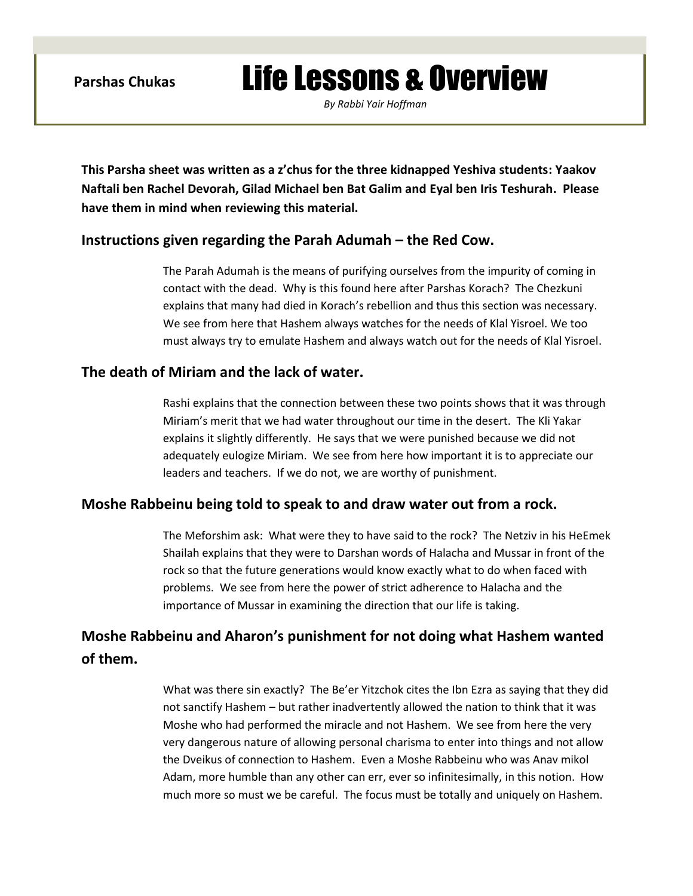**Parshas Chukas**

# Life Lessons & Overview

*By Rabbi Yair Hoffman*

**This Parsha sheet was written as a z'chus for the three kidnapped Yeshiva students: Yaakov Naftali ben Rachel Devorah, Gilad Michael ben Bat Galim and Eyal ben Iris Teshurah. Please have them in mind when reviewing this material.**

## Instructions given regarding the Parah Adumah – the Red Cow.

The Parah Adumah is the means of purifying ourselves from the impurity of coming in contact with the dead. Why is this found here after Parshas Korach? The Chezkuni explains that many had died in Korach's rebellion and thus this section was necessary. We see from here that Hashem always watches for the needs of Klal Yisroel. We too must always try to emulate Hashem and always watch out for the needs of Klal Yisroel.

## The death of Miriam and the lack of water.

Rashi explains that the connection between these two points shows that it was through Miriam's merit that we had water throughout our time in the desert. The Kli Yakar explains it slightly differently. He says that we were punished because we did not adequately eulogize Miriam. We see from here how important it is to appreciate our leaders and teachers. If we do not, we are worthy of punishment.

## Moshe Rabbeinu being told to speak to and draw water out from a rock.

The Meforshim ask: What were they to have said to the rock? The Netziv in his HeEmek Shailah explains that they were to Darshan words of Halacha and Mussar in front of the rock so that the future generations would know exactly what to do when faced with problems. We see from here the power of strict adherence to Halacha and the importance of Mussar in examining the direction that our life is taking.

## Moshe Rabbeinu and Aharon's punishment for not doing what Hashem wanted of them.

What was there sin exactly? The Be'er Yitzchok cites the Ibn Ezra as saying that they did not sanctify Hashem – but rather inadvertently allowed the nation to think that it was Moshe who had performed the miracle and not Hashem. We see from here the very very dangerous nature of allowing personal charisma to enter into things and not allow the Dveikus of connection to Hashem. Even a Moshe Rabbeinu who was Anav mikol Adam, more humble than any other can err, ever so infinitesimally, in this notion. How much more so must we be careful. The focus must be totally and uniquely on Hashem.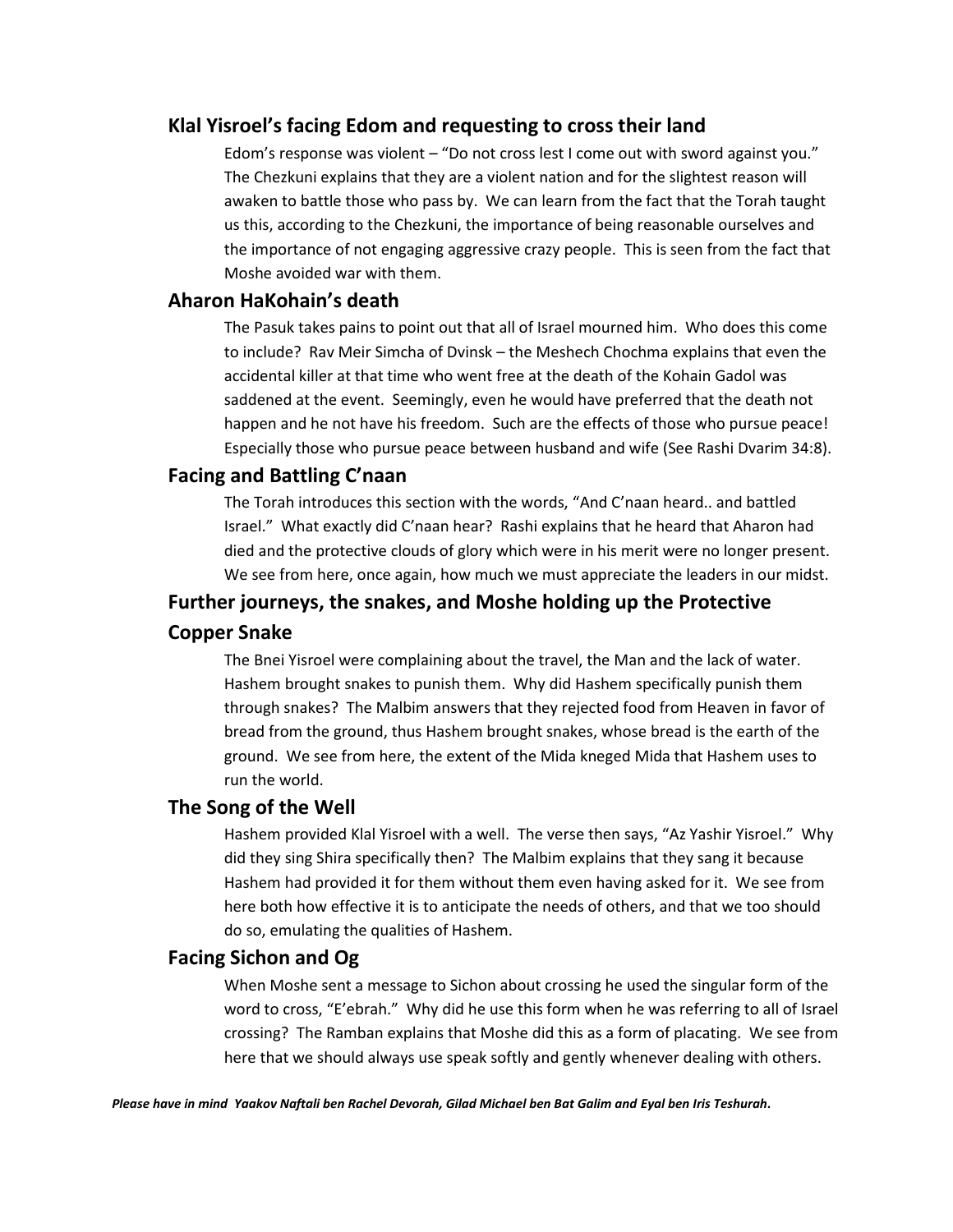## Klal Yisroel's facing Edom and requesting to cross their land

Edom's response was violent – "Do not cross lest I come out with sword against you." The Chezkuni explains that they are a violent nation and for the slightest reason will awaken to battle those who pass by. We can learn from the fact that the Torah taught us this, according to the Chezkuni, the importance of being reasonable ourselves and the importance of not engaging aggressive crazy people. This is seen from the fact that Moshe avoided war with them.

## Aharon HaKohain's death

The Pasuk takes pains to point out that all of Israel mourned him. Who does this come to include? Rav Meir Simcha of Dvinsk – the Meshech Chochma explains that even the accidental killer at that time who went free at the death of the Kohain Gadol was saddened at the event. Seemingly, even he would have preferred that the death not happen and he not have his freedom. Such are the effects of those who pursue peace! Especially those who pursue peace between husband and wife (See Rashi Dvarim 34:8).

## Facing and Battling C'naan

The Torah introduces this section with the words, "And C'naan heard.. and battled Israel." What exactly did C'naan hear? Rashi explains that he heard that Aharon had died and the protective clouds of glory which were in his merit were no longer present. We see from here, once again, how much we must appreciate the leaders in our midst.

## Further journeys, the snakes, and Moshe holding up the Protective Copper Snake

The Bnei Yisroel were complaining about the travel, the Man and the lack of water. Hashem brought snakes to punish them. Why did Hashem specifically punish them through snakes? The Malbim answers that they rejected food from Heaven in favor of bread from the ground, thus Hashem brought snakes, whose bread is the earth of the ground. We see from here, the extent of the Mida kneged Mida that Hashem uses to run the world.

## The Song of the Well

Hashem provided Klal Yisroel with a well. The verse then says, "Az Yashir Yisroel." Why did they sing Shira specifically then? The Malbim explains that they sang it because Hashem had provided it for them without them even having asked for it. We see from here both how effective it is to anticipate the needs of others, and that we too should do so, emulating the qualities of Hashem.

## Facing Sichon and Og

When Moshe sent a message to Sichon about crossing he used the singular form of the word to cross, "E'ebrah." Why did he use this form when he was referring to all of Israel crossing? The Ramban explains that Moshe did this as a form of placating. We see from here that we should always use speak softly and gently whenever dealing with others.

***Please have in mind Yaakov Naftali ben Rachel Devorah, Gilad Michael ben Bat Galim and Eyal ben Iris Teshurah.***